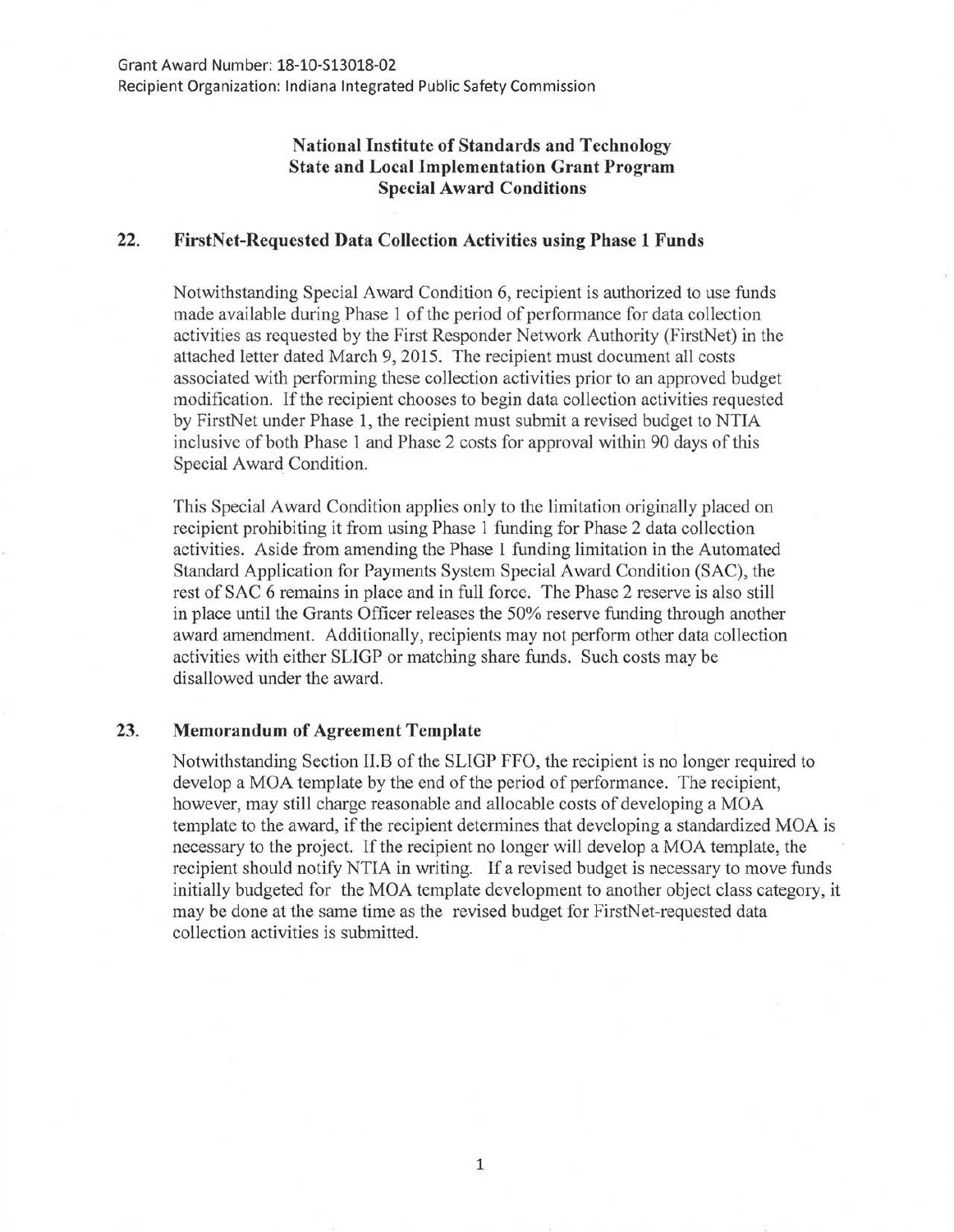Grant Award Number: 18-10-S13018-02
Recipient Organization: Indiana Integrated Public Safety Commission

# National Institute of Standards and Technology State and Local Implementation Grant Program Special Award Conditions

## 22. FirstNet-Requested Data Collection Activities using Phase 1 Funds

Notwithstanding Special Award Condition 6, recipient is authorized to use funds made available during Phase 1 of the period of performance for data collection activities as requested by the First Responder Network Authority (FirstNet) in the attached letter dated March 9, 2015. The recipient must document all costs associated with performing these collection activities prior to an approved budget modification. If the recipient chooses to begin data collection activities requested by FirstNet under Phase 1, the recipient must submit a revised budget to NTIA inclusive of both Phase 1 and Phase 2 costs for approval within 90 days of this Special Award Condition.

This Special Award Condition applies only to the limitation originally placed on recipient prohibiting it from using Phase 1 funding for Phase 2 data collection activities. Aside from amending the Phase 1 funding limitation in the Automated Standard Application for Payments System Special Award Condition (SAC), the rest of SAC 6 remains in place and in full force. The Phase 2 reserve is also still in place until the Grants Officer releases the 50% reserve funding through another award amendment. Additionally, recipients may not perform other data collection activities with either SLIGP or matching share funds. Such costs may be disallowed under the award.

## 23. Memorandum of Agreement Template

Notwithstanding Section II.B of the SLIGP FFO, the recipient is no longer required to develop a MOA template by the end of the period of performance. The recipient, however, may still charge reasonable and allocable costs of developing a MOA template to the award, if the recipient determines that developing a standardized MOA is necessary to the project. If the recipient no longer will develop a MOA template, the recipient should notify NTIA in writing. If a revised budget is necessary to move funds initially budgeted for the MOA template development to another object class category, it may be done at the same time as the revised budget for FirstNet-requested data collection activities is submitted.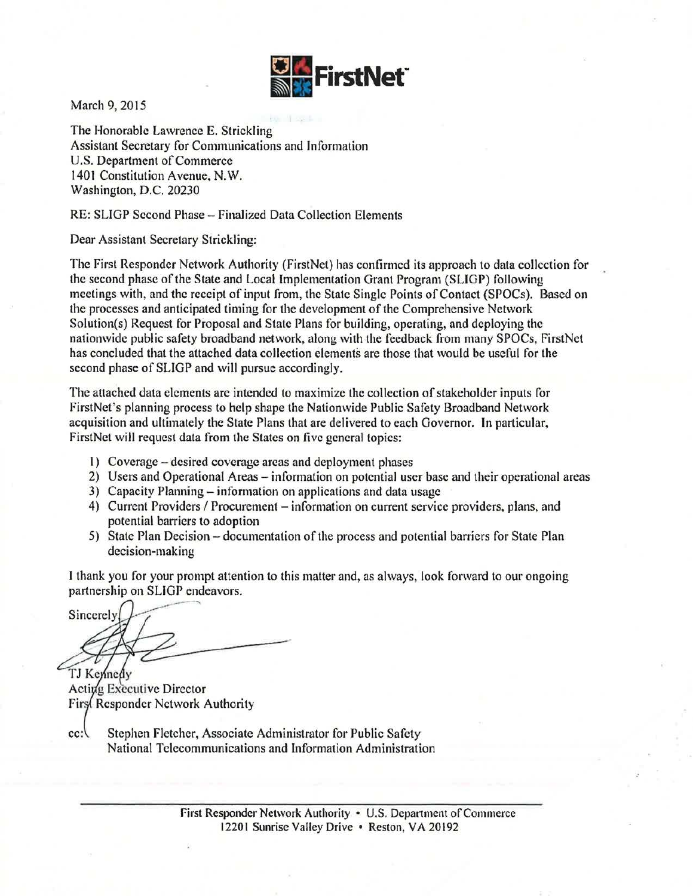**FirstNet**

March 9, 2015

The Honorable Lawrence E. Strickling
Assistant Secretary for Communications and Information
U.S. Department of Commerce
1401 Constitution Avenue, N.W.
Washington, D.C. 20230

RE: SLIGP Second Phase – Finalized Data Collection Elements

Dear Assistant Secretary Strickling:

The First Responder Network Authority (FirstNet) has confirmed its approach to data collection for the second phase of the State and Local Implementation Grant Program (SLIGP) following meetings with, and the receipt of input from, the State Single Points of Contact (SPOCs). Based on the processes and anticipated timing for the development of the Comprehensive Network Solution(s) Request for Proposal and State Plans for building, operating, and deploying the nationwide public safety broadband network, along with the feedback from many SPOCs, FirstNet has concluded that the attached data collection elements are those that would be useful for the second phase of SLIGP and will pursue accordingly.

The attached data elements are intended to maximize the collection of stakeholder inputs for FirstNet's planning process to help shape the Nationwide Public Safety Broadband Network acquisition and ultimately the State Plans that are delivered to each Governor. In particular, FirstNet will request data from the States on five general topics:

1) Coverage – desired coverage areas and deployment phases
2) Users and Operational Areas – information on potential user base and their operational areas
3) Capacity Planning – information on applications and data usage
4) Current Providers / Procurement – information on current service providers, plans, and potential barriers to adoption
5) State Plan Decision – documentation of the process and potential barriers for State Plan decision-making

I thank you for your prompt attention to this matter and, as always, look forward to our ongoing partnership on SLIGP endeavors.

Sincerely,

TJ Kennedy
Acting Executive Director
First Responder Network Authority

cc: Stephen Fletcher, Associate Administrator for Public Safety
National Telecommunications and Information Administration

First Responder Network Authority • U.S. Department of Commerce
12201 Sunrise Valley Drive • Reston, VA 20192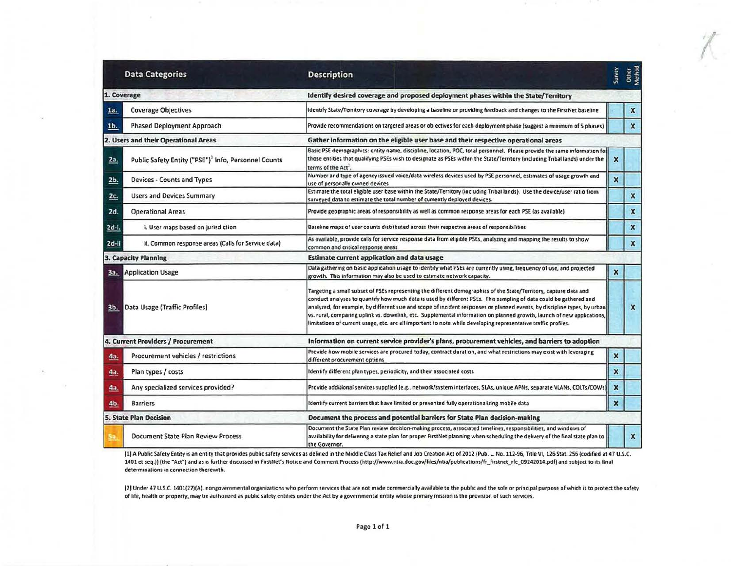| | Data Categories | Description | Survey | Other Method |
|---|---|---|---|---|
| **1. Coverage** | | **Identify desired coverage and proposed deployment phases within the State/Territory** | | |
| 1a. | Coverage Objectives | Identify State/Territory coverage by developing a baseline or providing feedback and changes to the FirstNet baseline | | X |
| 1b. | Phased Deployment Approach | Provide recommendations on targeted areas or objectives for each deployment phase (suggest a minimum of 5 phases) | | X |
| **2. Users and their Operational Areas** | | **Gather information on the eligible user base and their respective operational areas** | | |
| 2a. | Public Safety Entity ("PSE")[1] Info, Personnel Counts | Basic PSE demographics: entity name, discipline, location, POC, total personnel. Please provide the same information for those entities that qualifying PSEs wish to designate as PSEs within the State/Territory (including Tribal lands) under the terms of the Act[2]. | X | |
| 2b. | Devices - Counts and Types | Number and type of agency issued voice/data wireless devices used by PSE personnel, estimates of usage growth and use of personally owned devices | X | |
| 2c. | Users and Devices Summary | Estimate the total eligible user base within the State/Territory (including Tribal lands). Use the device/user ratio from surveyed data to estimate the total number of currently deployed devices. | | X |
| 2d. | Operational Areas | Provide geographic areas of responsibility as well as common response areas for each PSE (as available) | | X |
| 2d-i. | i. User maps based on jurisdiction | Baseline maps of user counts distributed across their respective areas of responsibilities | | X |
| 2d-ii | ii. Common response areas (Calls for Service data) | As available, provide calls for service response data from eligible PSEs, analyzing and mapping the results to show common and critical response areas | | X |
| **3. Capacity Planning** | | **Estimate current application and data usage** | | |
| 3a. | Application Usage | Data gathering on basic application usage to identify what PSEs are currently using, frequency of use, and projected growth. This information may also be used to estimate network capacity. | X | |
| 3b. | Data Usage (Traffic Profiles) | Targeting a small subset of PSEs representing the different demographics of the State/Territory, capture data and conduct analyses to quantify how much data is used by different PSEs. This sampling of data could be gathered and analyzed, for example, by different size and scope of incident responses or planned events, by discipline types, by urban vs. rural, comparing uplink vs. downlink, etc. Supplemental information on planned growth, launch of new applications, limitations of current usage, etc. are all important to note while developing representative traffic profiles. | | X |
| **4. Current Providers / Procurement** | | **Information on current service provider's plans, procurement vehicles, and barriers to adoption** | | |
| 4a. | Procurement vehicles / restrictions | Provide how mobile services are procured today, contract duration, and what restrictions may exist with leveraging different procurement options | X | |
| 4a. | Plan types / costs | Identify different plan types, periodicity, and their associated costs | X | |
| 4a. | Any specialized services provided? | Provide additional services supplied (e.g., network/system interfaces, SLAs, unique APNs, separate VLANs, COLTs/COWs) | X | |
| 4b. | Barriers | Identify current barriers that have limited or prevented fully operationalizing mobile data | X | |
| **5. State Plan Decision** | | **Document the process and potential barriers for State Plan decision-making** | | |
| 5a. | Document State Plan Review Process | Document the State Plan review decision-making process, associated timelines, responsibilities, and windows of availability for delivering a state plan for proper FirstNet planning when scheduling the delivery of the final state plan to the Governor. | | X |

[1] A Public Safety Entity is an entity that provides public safety services as defined in the Middle Class Tax Relief and Job Creation Act of 2012 (Pub. L. No. 112-96, Title VI, 126 Stat. 256 (codified at 47 U.S.C. 1401 et seq.)) (the "Act") and as is further discussed in FirstNet's Notice and Comment Process (http://www.ntia.doc.gov/files/ntia/publications/fr_firstnet_rfc_09242014.pdf) and subject to its final determinations in connection therewith.

[2] Under 47 U.S.C. 1401(27)(A), nongovernmental organizations who perform services that are not made commercially available to the public and the sole or principal purpose of which is to protect the safety of life, health or property, may be authorized as public safety entities under the Act by a governmental entity whose primary mission is the provision of such services.